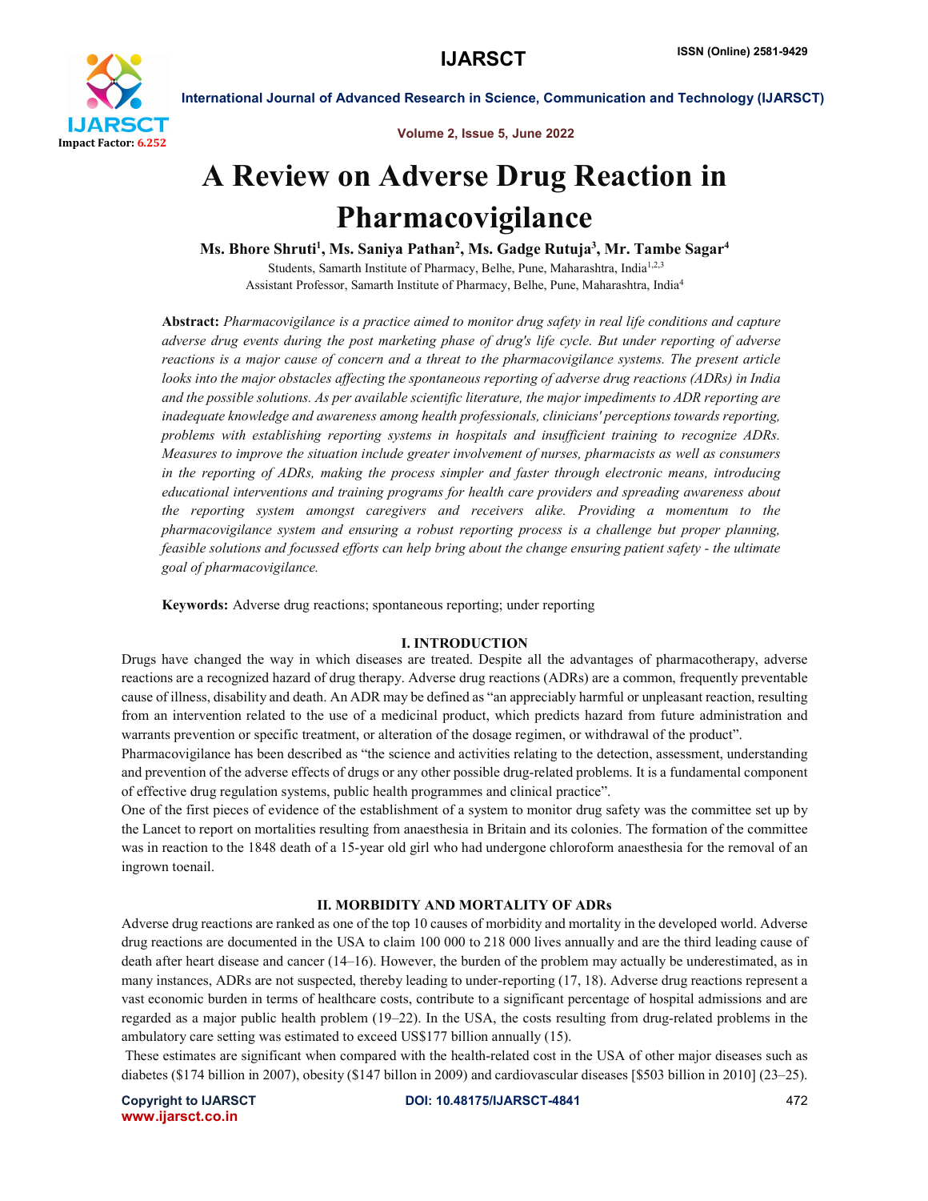# A Review on Adverse Drug Reaction in Pharmacovigilance

**Ms. Bhore Shruti[1], Ms. Saniya Pathan[2], Ms. Gadge Rutuja[3], Mr. Tambe Sagar[4]**

Students, Samarth Institute of Pharmacy, Belhe, Pune, Maharashtra, India[1,2,3]

Assistant Professor, Samarth Institute of Pharmacy, Belhe, Pune, Maharashtra, India[4]

**Abstract:** *Pharmacovigilance is a practice aimed to monitor drug safety in real life conditions and capture adverse drug events during the post marketing phase of drug's life cycle. But under reporting of adverse reactions is a major cause of concern and a threat to the pharmacovigilance systems. The present article looks into the major obstacles affecting the spontaneous reporting of adverse drug reactions (ADRs) in India and the possible solutions. As per available scientific literature, the major impediments to ADR reporting are inadequate knowledge and awareness among health professionals, clinicians' perceptions towards reporting, problems with establishing reporting systems in hospitals and insufficient training to recognize ADRs. Measures to improve the situation include greater involvement of nurses, pharmacists as well as consumers in the reporting of ADRs, making the process simpler and faster through electronic means, introducing educational interventions and training programs for health care providers and spreading awareness about the reporting system amongst caregivers and receivers alike. Providing a momentum to the pharmacovigilance system and ensuring a robust reporting process is a challenge but proper planning, feasible solutions and focussed efforts can help bring about the change ensuring patient safety - the ultimate goal of pharmacovigilance.*

**Keywords:** Adverse drug reactions; spontaneous reporting; under reporting

## I. INTRODUCTION

Drugs have changed the way in which diseases are treated. Despite all the advantages of pharmacotherapy, adverse reactions are a recognized hazard of drug therapy. Adverse drug reactions (ADRs) are a common, frequently preventable cause of illness, disability and death. An ADR may be defined as "an appreciably harmful or unpleasant reaction, resulting from an intervention related to the use of a medicinal product, which predicts hazard from future administration and warrants prevention or specific treatment, or alteration of the dosage regimen, or withdrawal of the product".

Pharmacovigilance has been described as "the science and activities relating to the detection, assessment, understanding and prevention of the adverse effects of drugs or any other possible drug-related problems. It is a fundamental component of effective drug regulation systems, public health programmes and clinical practice".

One of the first pieces of evidence of the establishment of a system to monitor drug safety was the committee set up by the Lancet to report on mortalities resulting from anaesthesia in Britain and its colonies. The formation of the committee was in reaction to the 1848 death of a 15-year old girl who had undergone chloroform anaesthesia for the removal of an ingrown toenail.

## II. MORBIDITY AND MORTALITY OF ADRs

Adverse drug reactions are ranked as one of the top 10 causes of morbidity and mortality in the developed world. Adverse drug reactions are documented in the USA to claim 100 000 to 218 000 lives annually and are the third leading cause of death after heart disease and cancer (14–16). However, the burden of the problem may actually be underestimated, as in many instances, ADRs are not suspected, thereby leading to under-reporting (17, 18). Adverse drug reactions represent a vast economic burden in terms of healthcare costs, contribute to a significant percentage of hospital admissions and are regarded as a major public health problem (19–22). In the USA, the costs resulting from drug-related problems in the ambulatory care setting was estimated to exceed US$177 billion annually (15).

These estimates are significant when compared with the health-related cost in the USA of other major diseases such as diabetes ($174 billion in 2007), obesity ($147 billon in 2009) and cardiovascular diseases [$503 billion in 2010] (23–25).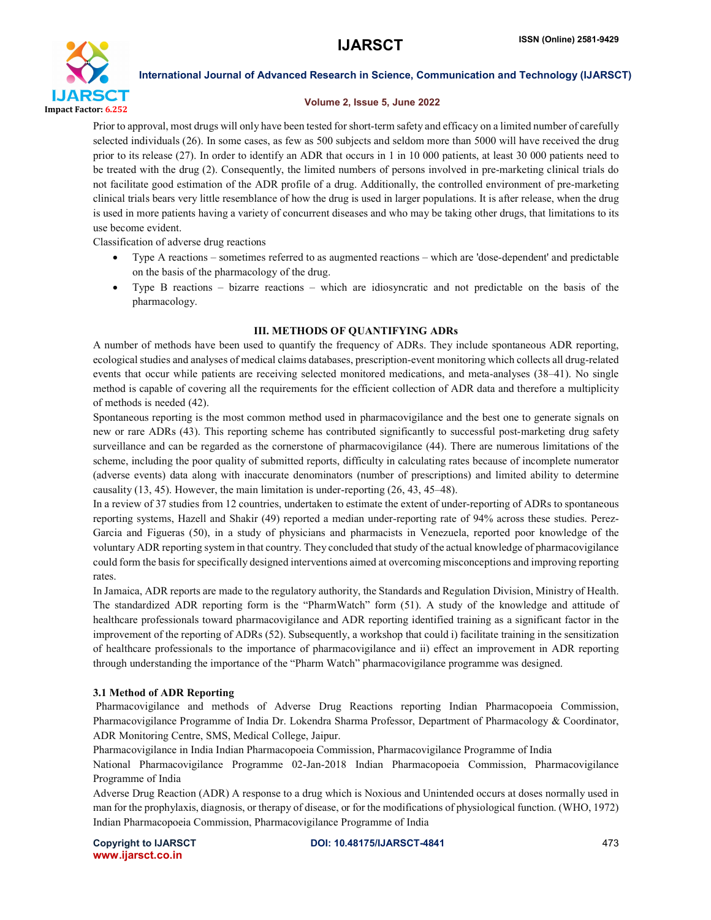Prior to approval, most drugs will only have been tested for short-term safety and efficacy on a limited number of carefully selected individuals (26). In some cases, as few as 500 subjects and seldom more than 5000 will have received the drug prior to its release (27). In order to identify an ADR that occurs in 1 in 10 000 patients, at least 30 000 patients need to be treated with the drug (2). Consequently, the limited numbers of persons involved in pre-marketing clinical trials do not facilitate good estimation of the ADR profile of a drug. Additionally, the controlled environment of pre-marketing clinical trials bears very little resemblance of how the drug is used in larger populations. It is after release, when the drug is used in more patients having a variety of concurrent diseases and who may be taking other drugs, that limitations to its use become evident.

Classification of adverse drug reactions

- Type A reactions – sometimes referred to as augmented reactions – which are 'dose-dependent' and predictable on the basis of the pharmacology of the drug.
- Type B reactions – bizarre reactions – which are idiosyncratic and not predictable on the basis of the pharmacology.

## III. METHODS OF QUANTIFYING ADRs

A number of methods have been used to quantify the frequency of ADRs. They include spontaneous ADR reporting, ecological studies and analyses of medical claims databases, prescription-event monitoring which collects all drug-related events that occur while patients are receiving selected monitored medications, and meta-analyses (38–41). No single method is capable of covering all the requirements for the efficient collection of ADR data and therefore a multiplicity of methods is needed (42).

Spontaneous reporting is the most common method used in pharmacovigilance and the best one to generate signals on new or rare ADRs (43). This reporting scheme has contributed significantly to successful post-marketing drug safety surveillance and can be regarded as the cornerstone of pharmacovigilance (44). There are numerous limitations of the scheme, including the poor quality of submitted reports, difficulty in calculating rates because of incomplete numerator (adverse events) data along with inaccurate denominators (number of prescriptions) and limited ability to determine causality (13, 45). However, the main limitation is under-reporting (26, 43, 45–48).

In a review of 37 studies from 12 countries, undertaken to estimate the extent of under-reporting of ADRs to spontaneous reporting systems, Hazell and Shakir (49) reported a median under-reporting rate of 94% across these studies. Perez-Garcia and Figueras (50), in a study of physicians and pharmacists in Venezuela, reported poor knowledge of the voluntary ADR reporting system in that country. They concluded that study of the actual knowledge of pharmacovigilance could form the basis for specifically designed interventions aimed at overcoming misconceptions and improving reporting rates.

In Jamaica, ADR reports are made to the regulatory authority, the Standards and Regulation Division, Ministry of Health. The standardized ADR reporting form is the "PharmWatch" form (51). A study of the knowledge and attitude of healthcare professionals toward pharmacovigilance and ADR reporting identified training as a significant factor in the improvement of the reporting of ADRs (52). Subsequently, a workshop that could i) facilitate training in the sensitization of healthcare professionals to the importance of pharmacovigilance and ii) effect an improvement in ADR reporting through understanding the importance of the "Pharm Watch" pharmacovigilance programme was designed.

### 3.1 Method of ADR Reporting

Pharmacovigilance and methods of Adverse Drug Reactions reporting Indian Pharmacopoeia Commission, Pharmacovigilance Programme of India Dr. Lokendra Sharma Professor, Department of Pharmacology & Coordinator, ADR Monitoring Centre, SMS, Medical College, Jaipur.

Pharmacovigilance in India Indian Pharmacopoeia Commission, Pharmacovigilance Programme of India

National Pharmacovigilance Programme 02-Jan-2018 Indian Pharmacopoeia Commission, Pharmacovigilance Programme of India

Adverse Drug Reaction (ADR) A response to a drug which is Noxious and Unintended occurs at doses normally used in man for the prophylaxis, diagnosis, or therapy of disease, or for the modifications of physiological function. (WHO, 1972) Indian Pharmacopoeia Commission, Pharmacovigilance Programme of India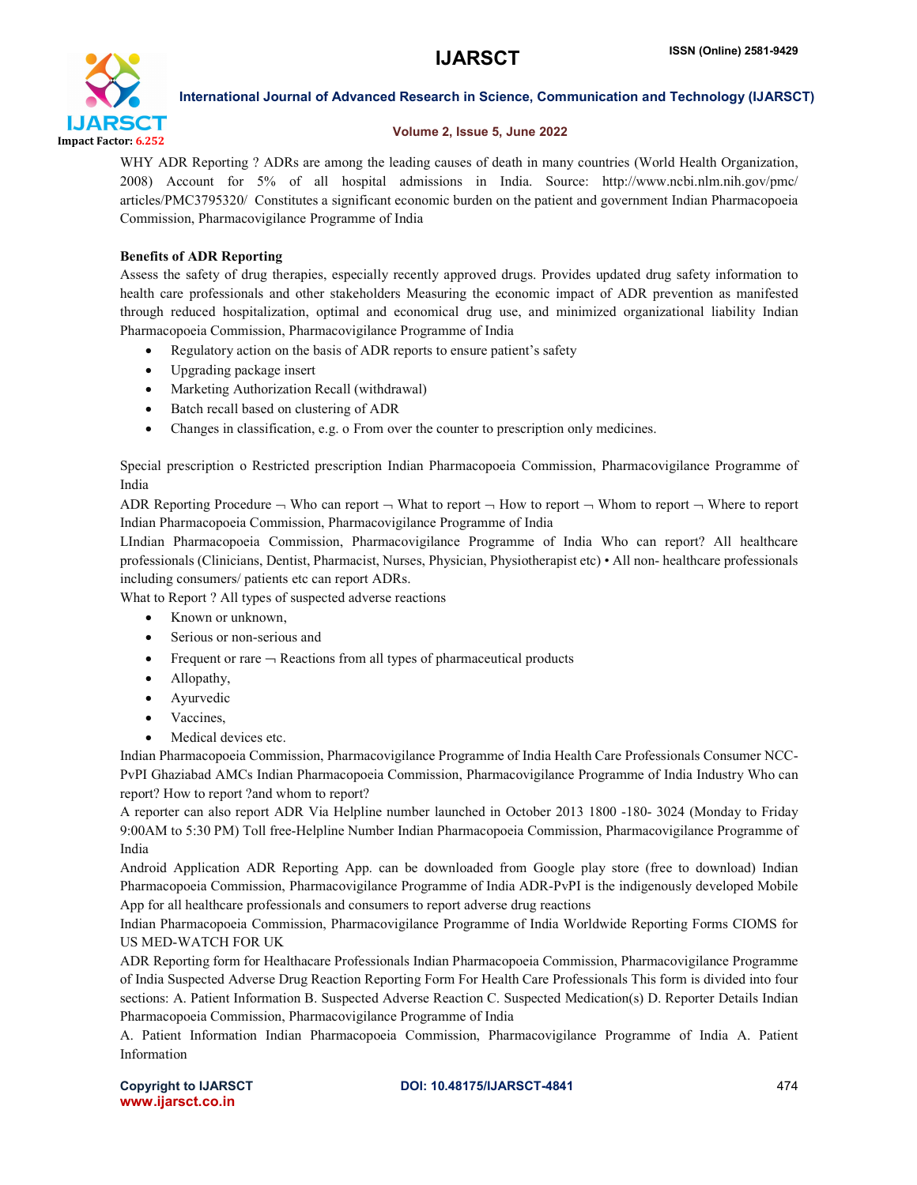WHY ADR Reporting ? ADRs are among the leading causes of death in many countries (World Health Organization, 2008) Account for 5% of all hospital admissions in India. Source: http://www.ncbi.nlm.nih.gov/pmc/articles/PMC3795320/ Constitutes a significant economic burden on the patient and government Indian Pharmacopoeia Commission, Pharmacovigilance Programme of India

**Benefits of ADR Reporting**

Assess the safety of drug therapies, especially recently approved drugs. Provides updated drug safety information to health care professionals and other stakeholders Measuring the economic impact of ADR prevention as manifested through reduced hospitalization, optimal and economical drug use, and minimized organizational liability Indian Pharmacopoeia Commission, Pharmacovigilance Programme of India

- Regulatory action on the basis of ADR reports to ensure patient's safety
- Upgrading package insert
- Marketing Authorization Recall (withdrawal)
- Batch recall based on clustering of ADR
- Changes in classification, e.g. o From over the counter to prescription only medicines.

Special prescription o Restricted prescription Indian Pharmacopoeia Commission, Pharmacovigilance Programme of India

ADR Reporting Procedure ¬ Who can report ¬ What to report ¬ How to report ¬ Whom to report ¬ Where to report Indian Pharmacopoeia Commission, Pharmacovigilance Programme of India

LIndian Pharmacopoeia Commission, Pharmacovigilance Programme of India Who can report? All healthcare professionals (Clinicians, Dentist, Pharmacist, Nurses, Physician, Physiotherapist etc) • All non- healthcare professionals including consumers/ patients etc can report ADRs.

What to Report ? All types of suspected adverse reactions

- Known or unknown,
- Serious or non-serious and
- Frequent or rare ¬ Reactions from all types of pharmaceutical products
- Allopathy,
- Ayurvedic
- Vaccines,
- Medical devices etc.

Indian Pharmacopoeia Commission, Pharmacovigilance Programme of India Health Care Professionals Consumer NCC-PvPI Ghaziabad AMCs Indian Pharmacopoeia Commission, Pharmacovigilance Programme of India Industry Who can report? How to report ?and whom to report?

A reporter can also report ADR Via Helpline number launched in October 2013 1800 -180- 3024 (Monday to Friday 9:00AM to 5:30 PM) Toll free-Helpline Number Indian Pharmacopoeia Commission, Pharmacovigilance Programme of India

Android Application ADR Reporting App. can be downloaded from Google play store (free to download) Indian Pharmacopoeia Commission, Pharmacovigilance Programme of India ADR-PvPI is the indigenously developed Mobile App for all healthcare professionals and consumers to report adverse drug reactions

Indian Pharmacopoeia Commission, Pharmacovigilance Programme of India Worldwide Reporting Forms CIOMS for US MED-WATCH FOR UK

ADR Reporting form for Healthacare Professionals Indian Pharmacopoeia Commission, Pharmacovigilance Programme of India Suspected Adverse Drug Reaction Reporting Form For Health Care Professionals This form is divided into four sections: A. Patient Information B. Suspected Adverse Reaction C. Suspected Medication(s) D. Reporter Details Indian Pharmacopoeia Commission, Pharmacovigilance Programme of India

A. Patient Information Indian Pharmacopoeia Commission, Pharmacovigilance Programme of India A. Patient Information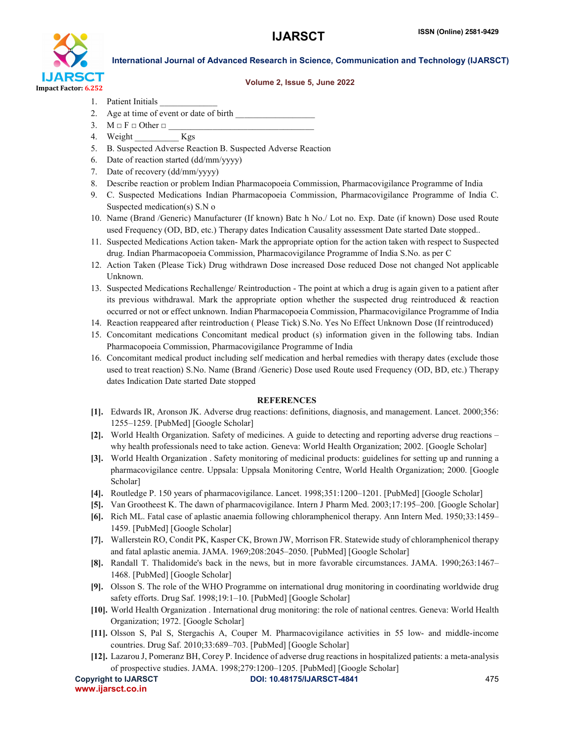1. Patient Initials _____________
2. Age at time of event or date of birth __________________
3. M □ F □ Other □ __________________________________
4. Weight __________ Kgs
5. B. Suspected Adverse Reaction B. Suspected Adverse Reaction
6. Date of reaction started (dd/mm/yyyy)
7. Date of recovery (dd/mm/yyyy)
8. Describe reaction or problem Indian Pharmacopoeia Commission, Pharmacovigilance Programme of India
9. C. Suspected Medications Indian Pharmacopoeia Commission, Pharmacovigilance Programme of India C. Suspected medication(s) S.N o
10. Name (Brand /Generic) Manufacturer (If known) Batc h No./ Lot no. Exp. Date (if known) Dose used Route used Frequency (OD, BD, etc.) Therapy dates Indication Causality assessment Date started Date stopped..
11. Suspected Medications Action taken- Mark the appropriate option for the action taken with respect to Suspected drug. Indian Pharmacopoeia Commission, Pharmacovigilance Programme of India S.No. as per C
12. Action Taken (Please Tick) Drug withdrawn Dose increased Dose reduced Dose not changed Not applicable Unknown.
13. Suspected Medications Rechallenge/ Reintroduction - The point at which a drug is again given to a patient after its previous withdrawal. Mark the appropriate option whether the suspected drug reintroduced & reaction occurred or not or effect unknown. Indian Pharmacopoeia Commission, Pharmacovigilance Programme of India
14. Reaction reappeared after reintroduction ( Please Tick) S.No. Yes No Effect Unknown Dose (If reintroduced)
15. Concomitant medications Concomitant medical product (s) information given in the following tabs. Indian Pharmacopoeia Commission, Pharmacovigilance Programme of India
16. Concomitant medical product including self medication and herbal remedies with therapy dates (exclude those used to treat reaction) S.No. Name (Brand /Generic) Dose used Route used Frequency (OD, BD, etc.) Therapy dates Indication Date started Date stopped

## REFERENCES

**[1].** Edwards IR, Aronson JK. Adverse drug reactions: definitions, diagnosis, and management. Lancet. 2000;356: 1255–1259. [PubMed] [Google Scholar]

**[2].** World Health Organization. Safety of medicines. A guide to detecting and reporting adverse drug reactions – why health professionals need to take action. Geneva: World Health Organization; 2002. [Google Scholar]

**[3].** World Health Organization . Safety monitoring of medicinal products: guidelines for setting up and running a pharmacovigilance centre. Uppsala: Uppsala Monitoring Centre, World Health Organization; 2000. [Google Scholar]

**[4].** Routledge P. 150 years of pharmacovigilance. Lancet. 1998;351:1200–1201. [PubMed] [Google Scholar]

**[5].** Van Grootheest K. The dawn of pharmacovigilance. Intern J Pharm Med. 2003;17:195–200. [Google Scholar]

**[6].** Rich ML. Fatal case of aplastic anaemia following chloramphenicol therapy. Ann Intern Med. 1950;33:1459–1459. [PubMed] [Google Scholar]

**[7].** Wallerstein RO, Condit PK, Kasper CK, Brown JW, Morrison FR. Statewide study of chloramphenicol therapy and fatal aplastic anemia. JAMA. 1969;208:2045–2050. [PubMed] [Google Scholar]

**[8].** Randall T. Thalidomide's back in the news, but in more favorable circumstances. JAMA. 1990;263:1467–1468. [PubMed] [Google Scholar]

**[9].** Olsson S. The role of the WHO Programme on international drug monitoring in coordinating worldwide drug safety efforts. Drug Saf. 1998;19:1–10. [PubMed] [Google Scholar]

**[10].** World Health Organization . International drug monitoring: the role of national centres. Geneva: World Health Organization; 1972. [Google Scholar]

**[11].** Olsson S, Pal S, Stergachis A, Couper M. Pharmacovigilance activities in 55 low- and middle-income countries. Drug Saf. 2010;33:689–703. [PubMed] [Google Scholar]

**[12].** Lazarou J, Pomeranz BH, Corey P. Incidence of adverse drug reactions in hospitalized patients: a meta-analysis of prospective studies. JAMA. 1998;279:1200–1205. [PubMed] [Google Scholar]